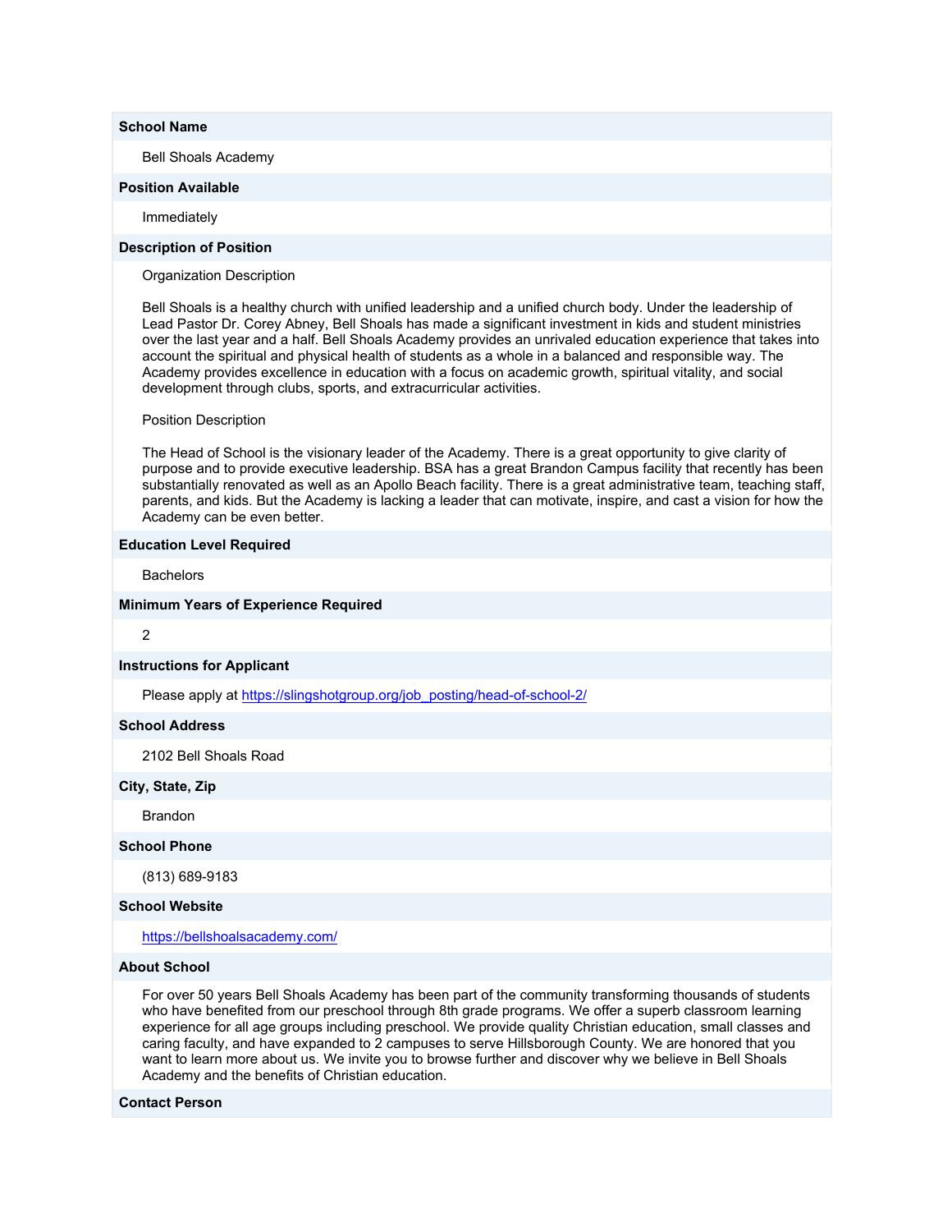**School Name**

Bell Shoals Academy

**Position Available**

Immediately

**Description of Position**

Organization Description

Bell Shoals is a healthy church with unified leadership and a unified church body. Under the leadership of Lead Pastor Dr. Corey Abney, Bell Shoals has made a significant investment in kids and student ministries over the last year and a half. Bell Shoals Academy provides an unrivaled education experience that takes into account the spiritual and physical health of students as a whole in a balanced and responsible way. The Academy provides excellence in education with a focus on academic growth, spiritual vitality, and social development through clubs, sports, and extracurricular activities.

Position Description

The Head of School is the visionary leader of the Academy. There is a great opportunity to give clarity of purpose and to provide executive leadership. BSA has a great Brandon Campus facility that recently has been substantially renovated as well as an Apollo Beach facility. There is a great administrative team, teaching staff, parents, and kids. But the Academy is lacking a leader that can motivate, inspire, and cast a vision for how the Academy can be even better.

**Education Level Required**

Bachelors

**Minimum Years of Experience Required**

2

**Instructions for Applicant**

Please apply at https://slingshotgroup.org/job_posting/head-of-school-2/

**School Address**

2102 Bell Shoals Road

**City, State, Zip**

Brandon

**School Phone**

(813) 689-9183

**School Website**

https://bellshoalsacademy.com/

**About School**

For over 50 years Bell Shoals Academy has been part of the community transforming thousands of students who have benefited from our preschool through 8th grade programs. We offer a superb classroom learning experience for all age groups including preschool. We provide quality Christian education, small classes and caring faculty, and have expanded to 2 campuses to serve Hillsborough County. We are honored that you want to learn more about us. We invite you to browse further and discover why we believe in Bell Shoals Academy and the benefits of Christian education.

**Contact Person**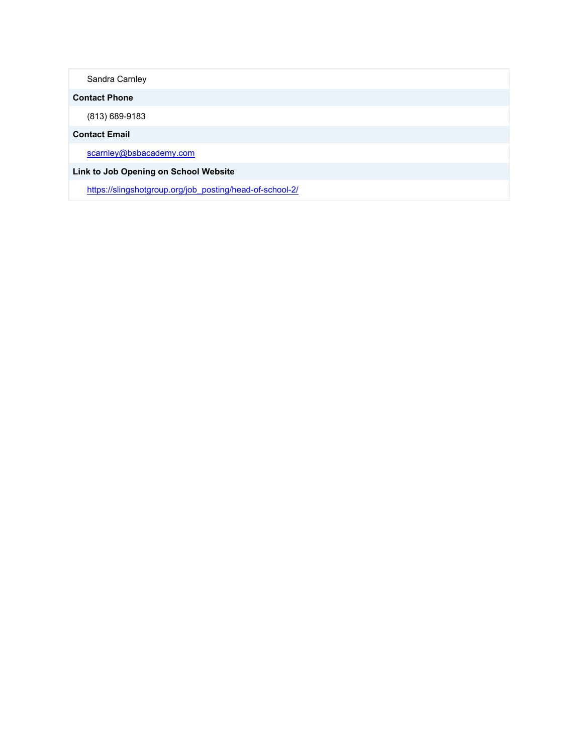Sandra Carnley

**Contact Phone**

(813) 689-9183

**Contact Email**

scarnley@bsbacademy.com

**Link to Job Opening on School Website**

https://slingshotgroup.org/job_posting/head-of-school-2/